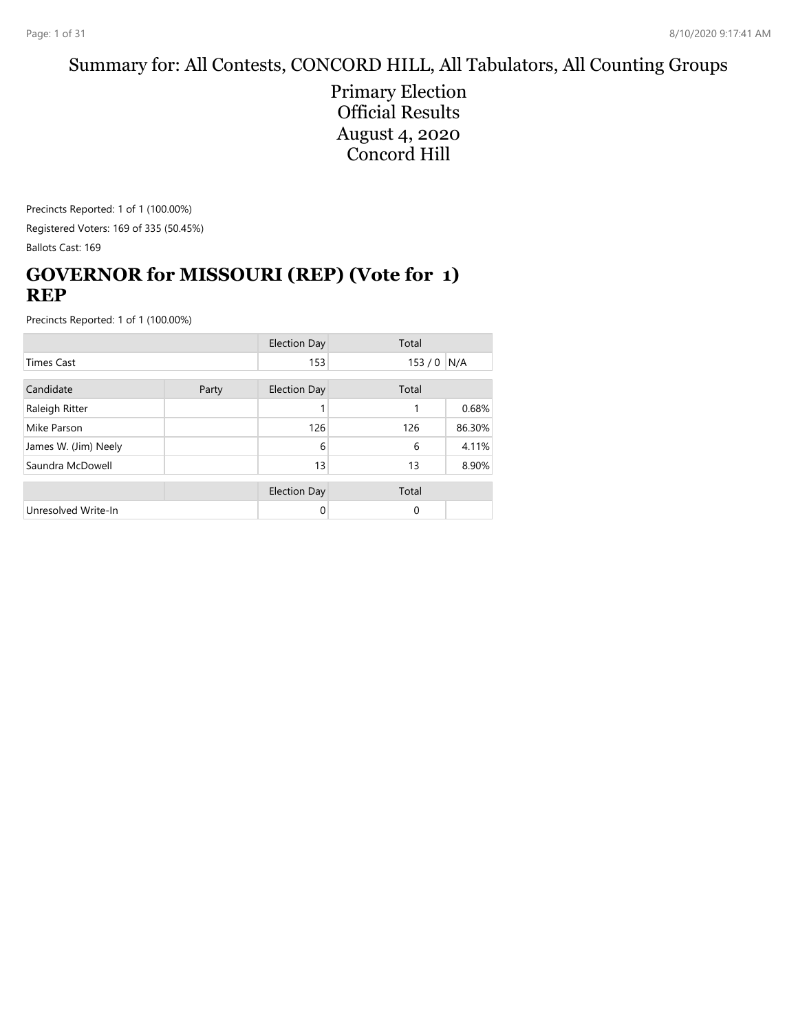Summary for: All Contests, CONCORD HILL, All Tabulators, All Counting Groups

Primary Election
Official Results
August 4, 2020
Concord Hill

Precincts Reported: 1 of 1 (100.00%)

Registered Voters: 169 of 335 (50.45%)

Ballots Cast: 169

## GOVERNOR for MISSOURI (REP) (Vote for 1) REP

Precincts Reported: 1 of 1 (100.00%)

| | | Election Day | Total | |
|---|---|---|---|---|
| Times Cast | | 153 | 153 / 0 | N/A |
| Candidate | Party | Election Day | Total | |
| Raleigh Ritter | | 1 | 1 | 0.68% |
| Mike Parson | | 126 | 126 | 86.30% |
| James W. (Jim) Neely | | 6 | 6 | 4.11% |
| Saundra McDowell | | 13 | 13 | 8.90% |
| | | Election Day | Total | |
| Unresolved Write-In | | 0 | 0 | |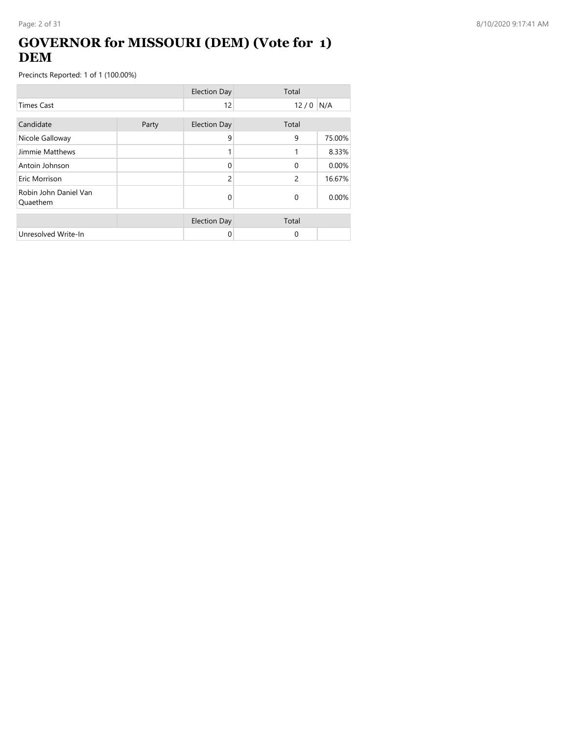# GOVERNOR for MISSOURI (DEM) (Vote for 1) DEM

Precincts Reported: 1 of 1 (100.00%)

| | | Election Day | Total | |
|---|---|---|---|---|
| Times Cast | | 12 | 12 / 0 | N/A |

| Candidate | Party | Election Day | Total | |
|---|---|---|---|---|
| Nicole Galloway | | 9 | 9 | 75.00% |
| Jimmie Matthews | | 1 | 1 | 8.33% |
| Antoin Johnson | | 0 | 0 | 0.00% |
| Eric Morrison | | 2 | 2 | 16.67% |
| Robin John Daniel Van Quaethem | | 0 | 0 | 0.00% |

| | | Election Day | Total | |
|---|---|---|---|---|
| Unresolved Write-In | | 0 | 0 | |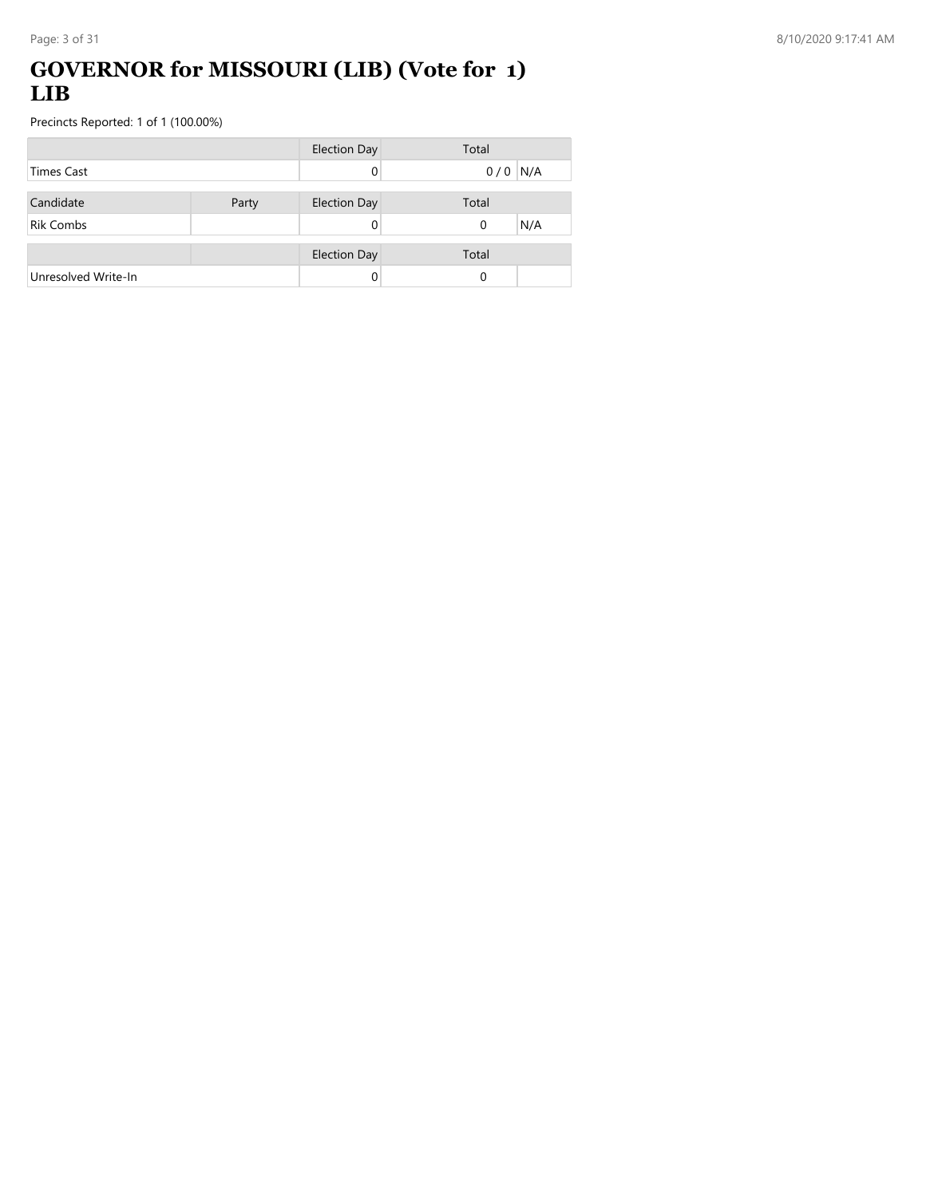# GOVERNOR for MISSOURI (LIB) (Vote for 1) LIB

Precincts Reported: 1 of 1 (100.00%)

| | | Election Day | Total | |
|---|---|---|---|---|
| Times Cast | | 0 | 0 / 0 | N/A |

| Candidate | Party | Election Day | Total | |
|---|---|---|---|---|
| Rik Combs | | 0 | 0 | N/A |

| | | Election Day | Total | |
|---|---|---|---|---|
| Unresolved Write-In | | 0 | 0 | |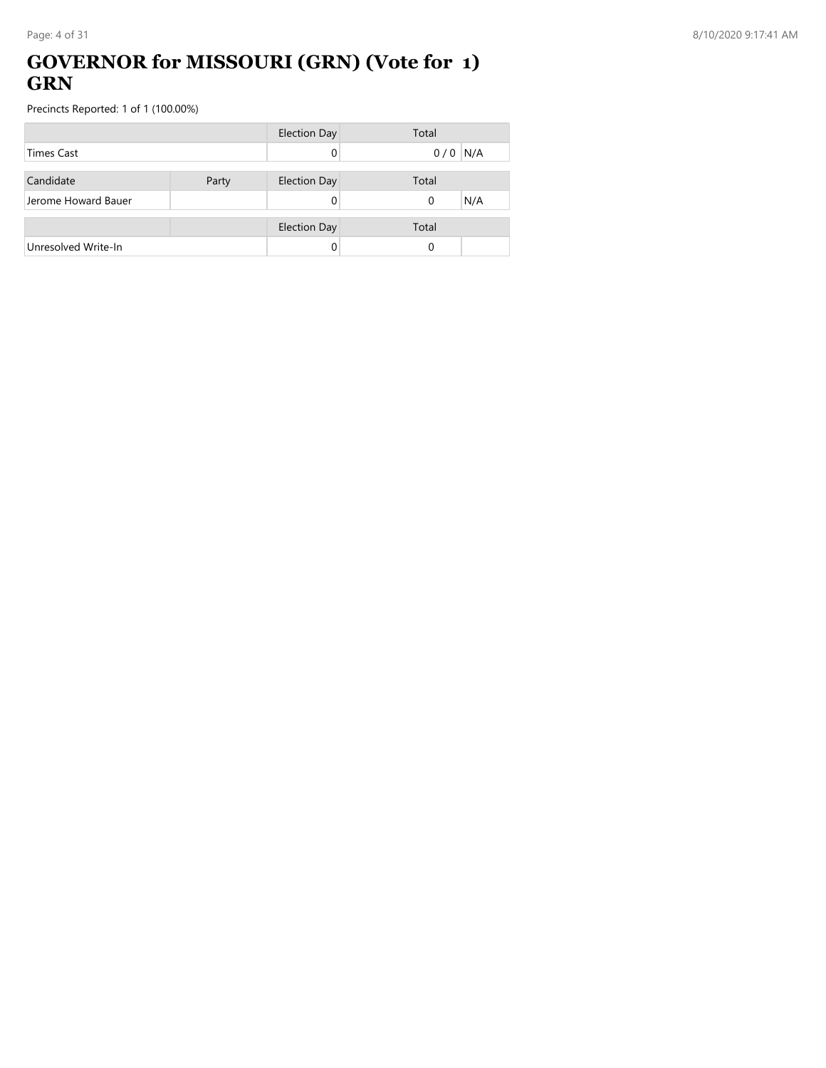# GOVERNOR for MISSOURI (GRN) (Vote for 1) GRN

Precincts Reported: 1 of 1 (100.00%)

| | | Election Day | Total | |
|---|---|---|---|---|
| Times Cast | | 0 | 0 / 0 | N/A |

| Candidate | Party | Election Day | Total | |
|---|---|---|---|---|
| Jerome Howard Bauer | | 0 | 0 | N/A |

| | | Election Day | Total | |
|---|---|---|---|---|
| Unresolved Write-In | | 0 | 0 | |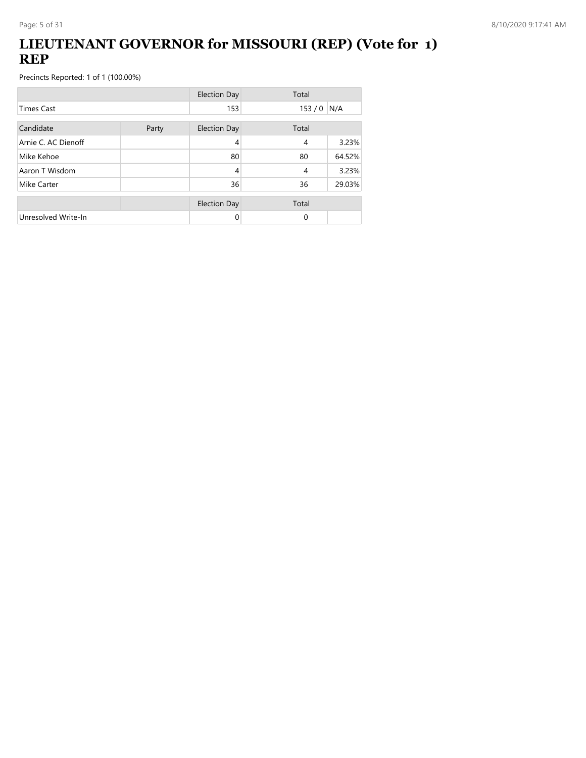# LIEUTENANT GOVERNOR for MISSOURI (REP) (Vote for 1) REP

Precincts Reported: 1 of 1 (100.00%)

| | | Election Day | Total | |
|---|---|---|---|---|
| Times Cast | | 153 | 153 / 0 | N/A |

| Candidate | Party | Election Day | Total | |
|---|---|---|---|---|
| Arnie C. AC Dienoff | | 4 | 4 | 3.23% |
| Mike Kehoe | | 80 | 80 | 64.52% |
| Aaron T Wisdom | | 4 | 4 | 3.23% |
| Mike Carter | | 36 | 36 | 29.03% |

| | | Election Day | Total | |
|---|---|---|---|---|
| Unresolved Write-In | | 0 | 0 | |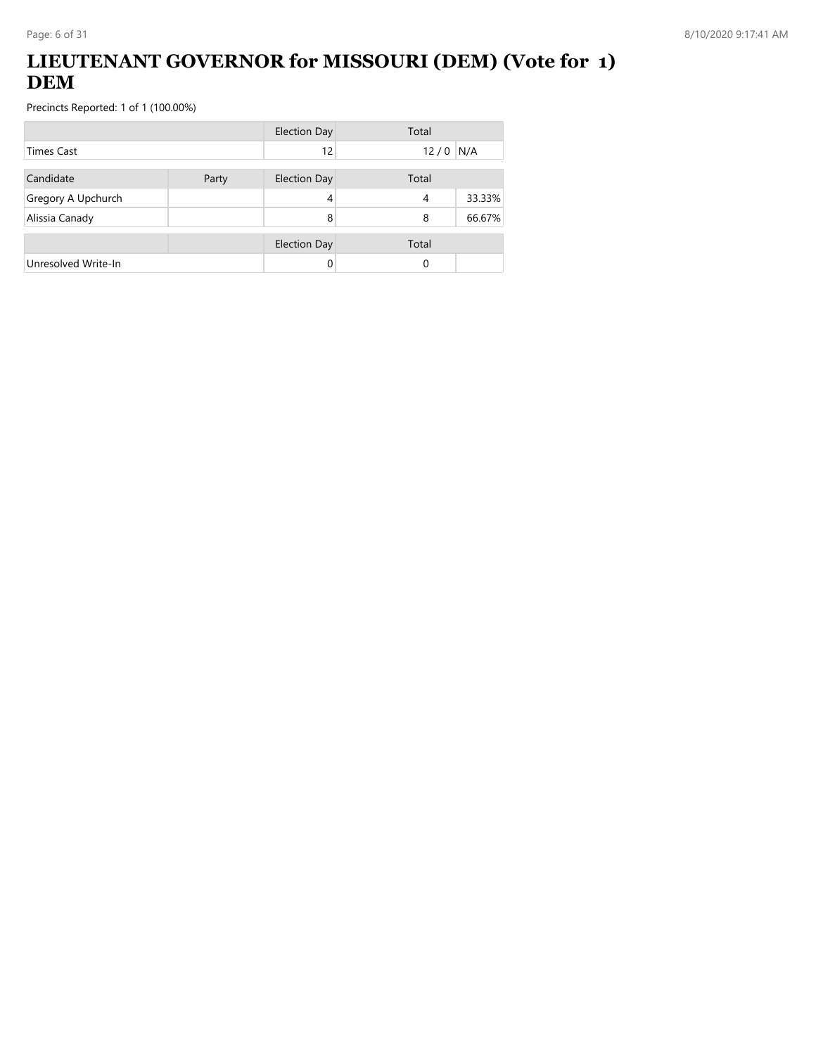# LIEUTENANT GOVERNOR for MISSOURI (DEM) (Vote for 1) DEM

Precincts Reported: 1 of 1 (100.00%)

| | | Election Day | Total | |
|---|---|---|---|---|
| Times Cast | | 12 | 12 / 0 | N/A |
| **Candidate** | **Party** | **Election Day** | **Total** | |
| Gregory A Upchurch | | 4 | 4 | 33.33% |
| Alissia Canady | | 8 | 8 | 66.67% |
| | | **Election Day** | **Total** | |
| Unresolved Write-In | | 0 | 0 | |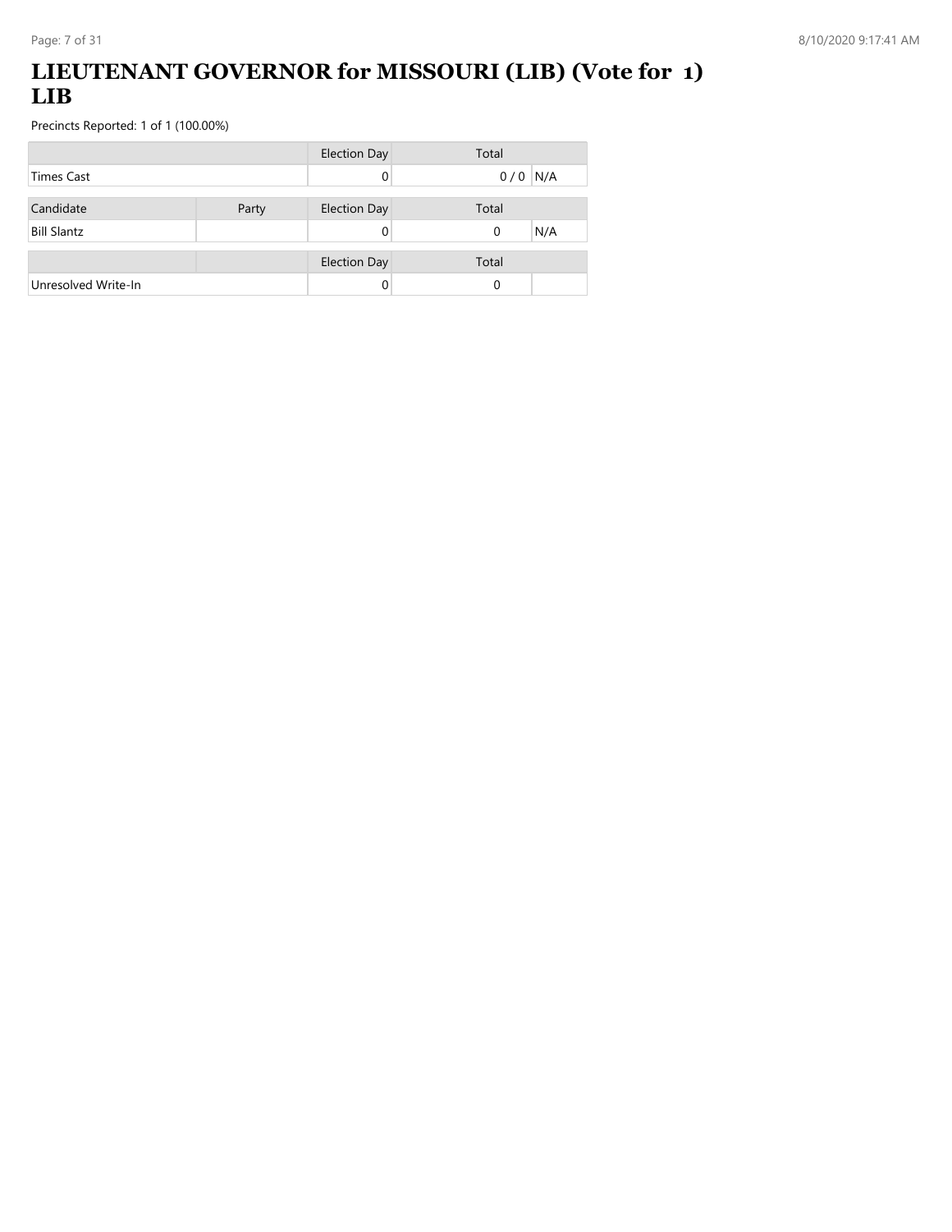# LIEUTENANT GOVERNOR for MISSOURI (LIB) (Vote for 1) LIB

Precincts Reported: 1 of 1 (100.00%)

| | Election Day | Total | |
|---|---|---|---|
| Times Cast | 0 | 0 / 0 | N/A |

| Candidate | Party | Election Day | Total | |
|---|---|---|---|---|
| Bill Slantz | | 0 | 0 | N/A |

| | | Election Day | Total | |
|---|---|---|---|---|
| Unresolved Write-In | | 0 | 0 | |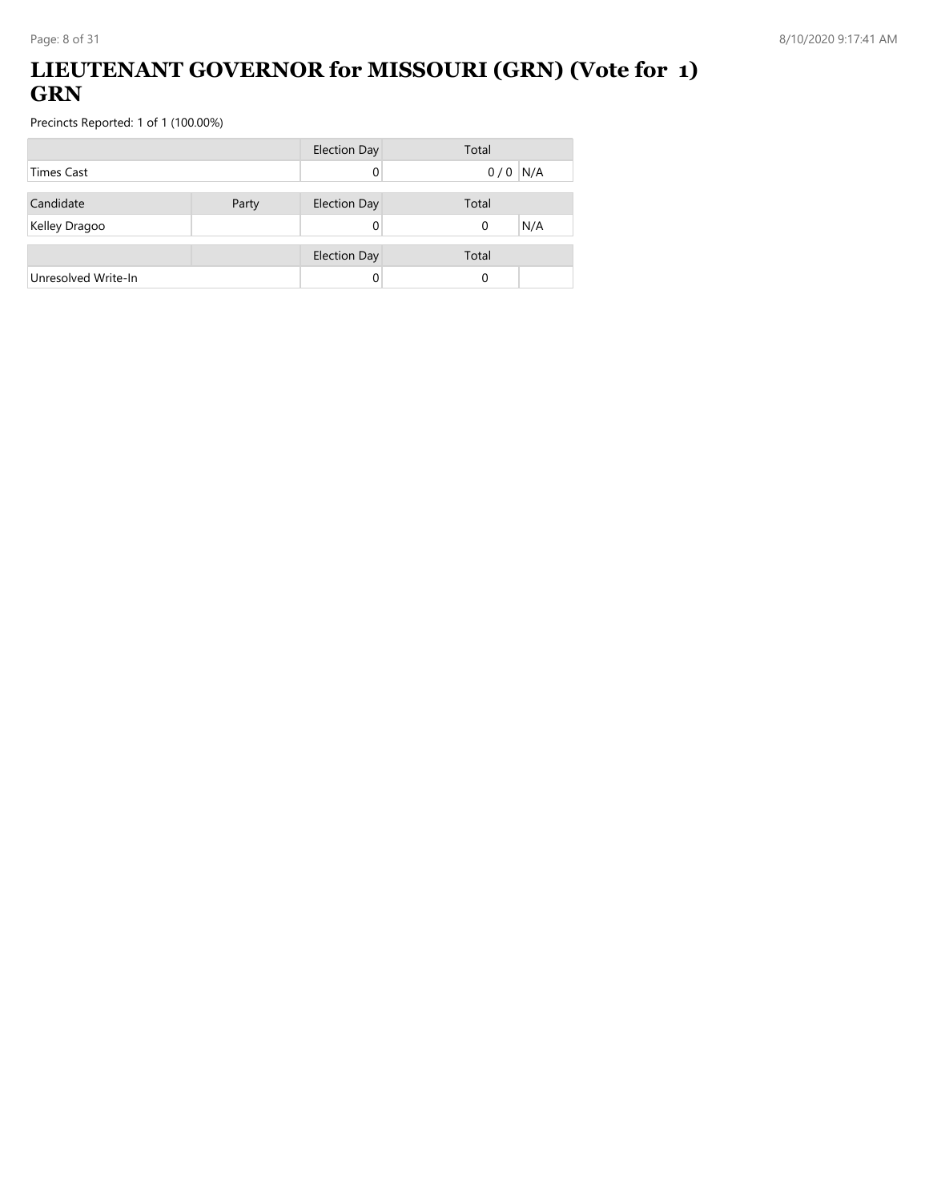# LIEUTENANT GOVERNOR for MISSOURI (GRN) (Vote for 1) GRN

Precincts Reported: 1 of 1 (100.00%)

| | Election Day | Total | |
|---|---|---|---|
| Times Cast | 0 | 0 / 0 | N/A |

| Candidate | Party | Election Day | Total | |
|---|---|---|---|---|
| Kelley Dragoo | | 0 | 0 | N/A |

| | | Election Day | Total | |
|---|---|---|---|---|
| Unresolved Write-In | | 0 | 0 | |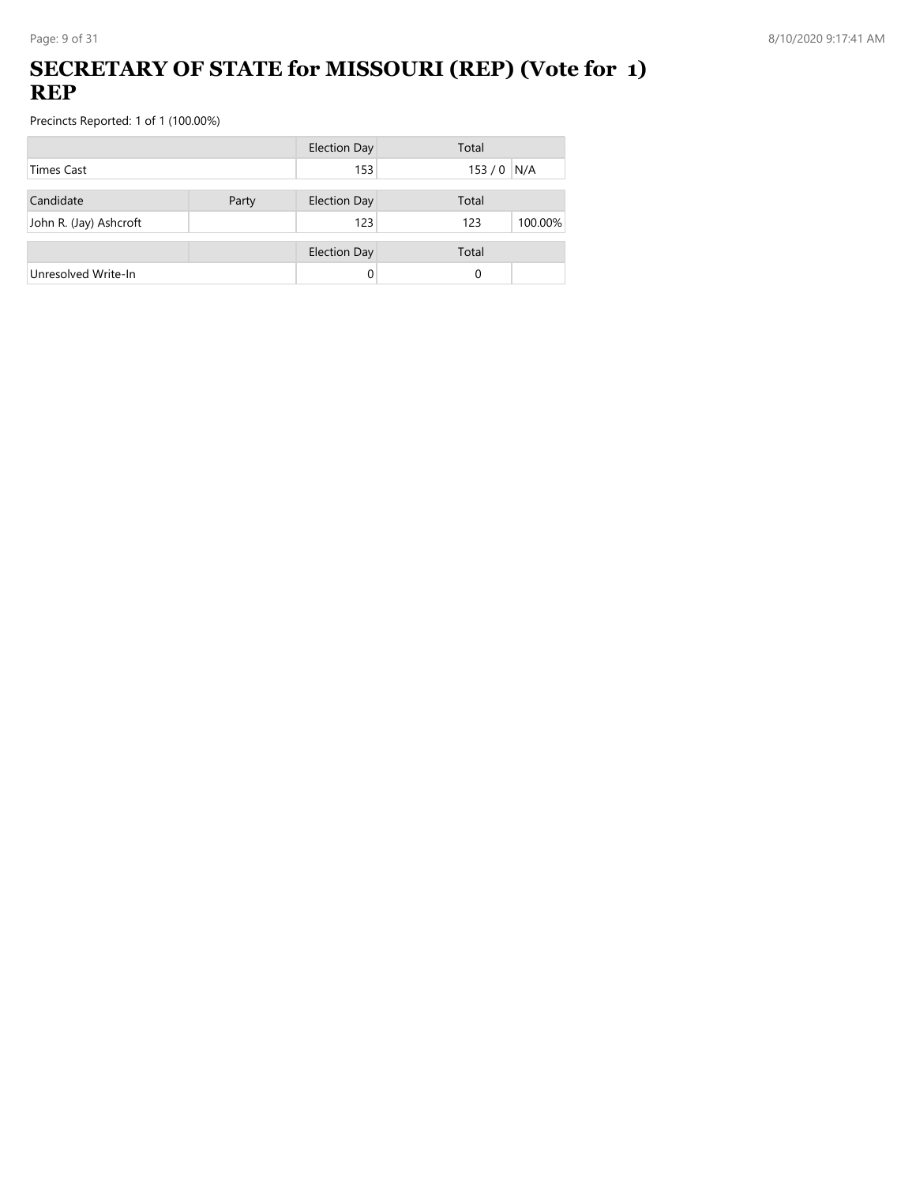# SECRETARY OF STATE for MISSOURI (REP) (Vote for 1) REP

Precincts Reported: 1 of 1 (100.00%)

| | | Election Day | Total | |
|---|---|---|---|---|
| Times Cast | | 153 | 153 / 0 | N/A |

| Candidate | Party | Election Day | Total | |
|---|---|---|---|---|
| John R. (Jay) Ashcroft | | 123 | 123 | 100.00% |

| | | Election Day | Total | |
|---|---|---|---|---|
| Unresolved Write-In | | 0 | 0 | |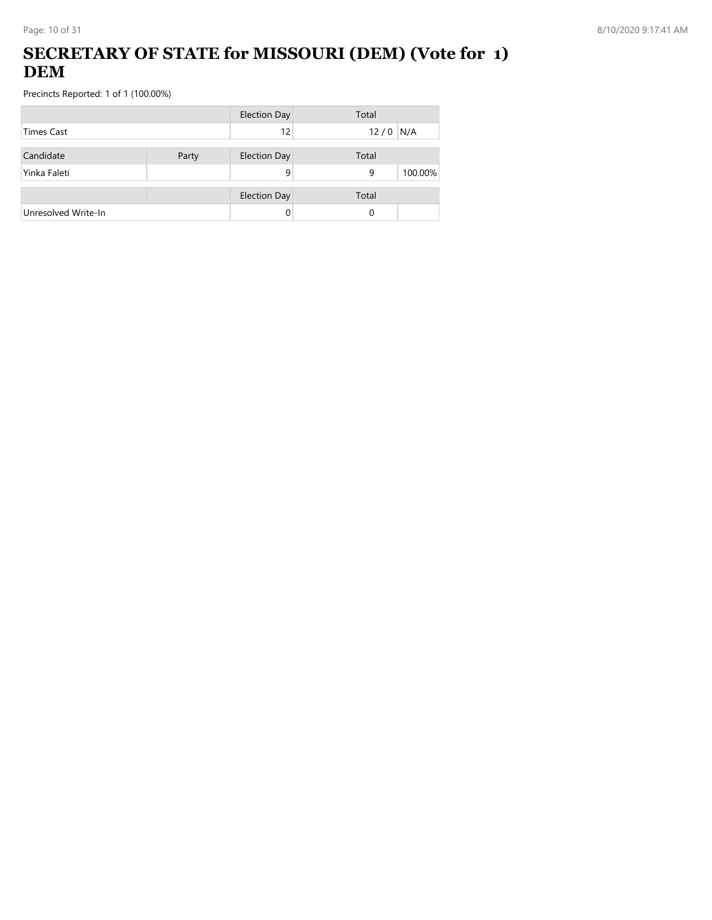# SECRETARY OF STATE for MISSOURI (DEM) (Vote for 1) DEM

Precincts Reported: 1 of 1 (100.00%)

| | | Election Day | Total | |
|---|---|---|---|---|
| Times Cast | | 12 | 12 / 0 | N/A |

| Candidate | Party | Election Day | Total | |
|---|---|---|---|---|
| Yinka Faleti | | 9 | 9 | 100.00% |

| | | Election Day | Total | |
|---|---|---|---|---|
| Unresolved Write-In | | 0 | 0 | |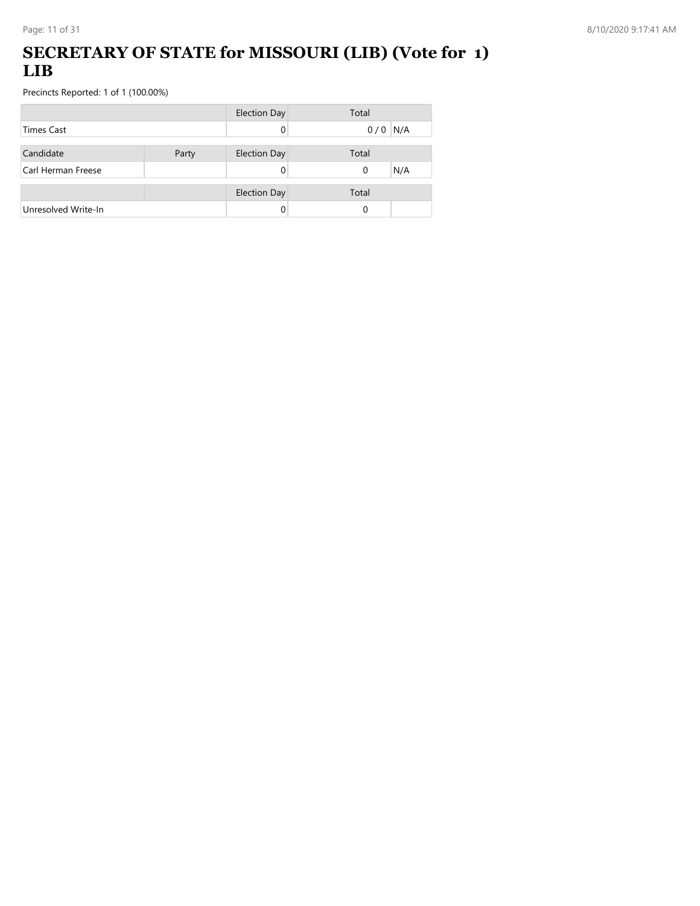# SECRETARY OF STATE for MISSOURI (LIB) (Vote for 1) LIB

Precincts Reported: 1 of 1 (100.00%)

| | | Election Day | Total | |
|---|---|---|---|---|
| Times Cast | | 0 | 0 / 0 | N/A |

| Candidate | Party | Election Day | Total | |
|---|---|---|---|---|
| Carl Herman Freese | | 0 | 0 | N/A |

| | | Election Day | Total | |
|---|---|---|---|---|
| Unresolved Write-In | | 0 | 0 | |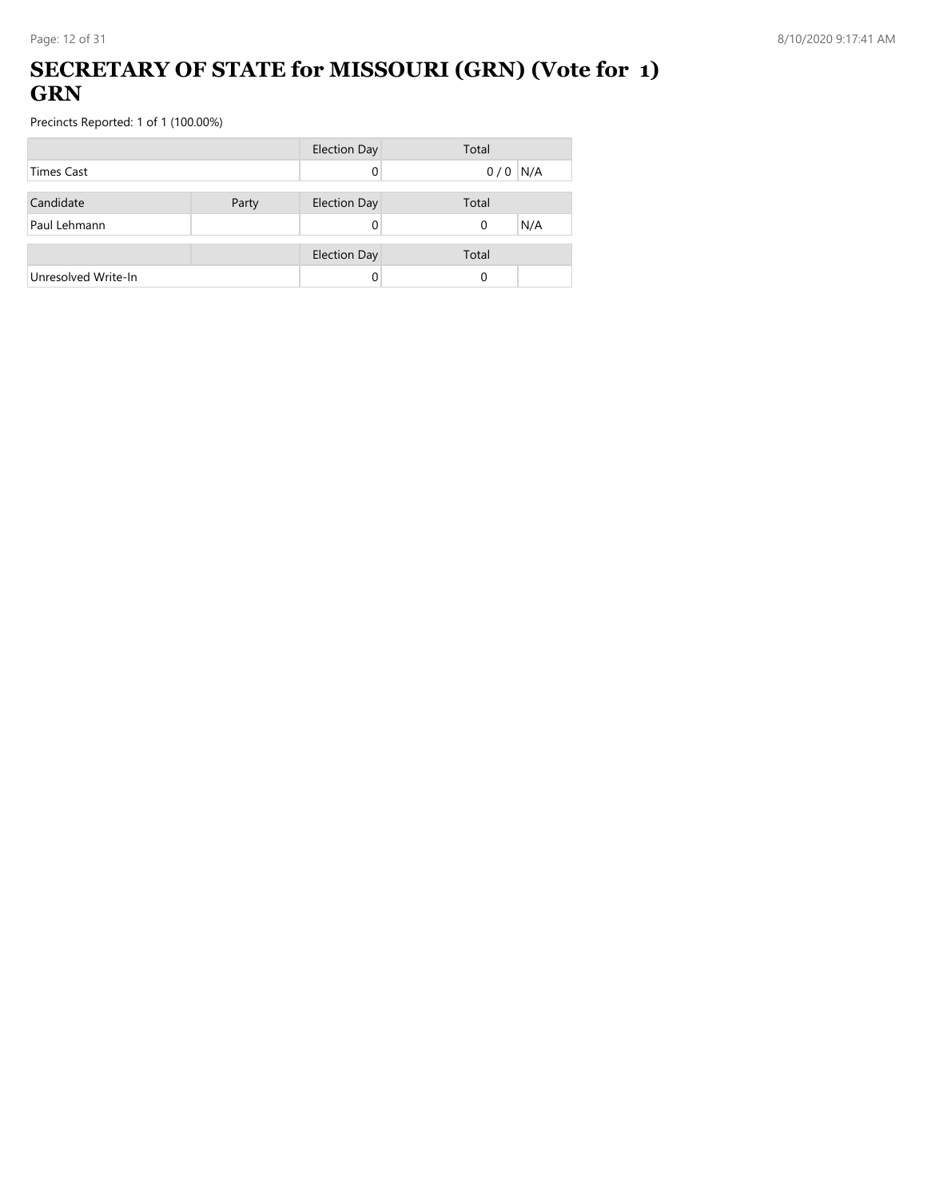# SECRETARY OF STATE for MISSOURI (GRN) (Vote for 1) GRN

Precincts Reported: 1 of 1 (100.00%)

| | | Election Day | Total | |
|---|---|---|---|---|
| Times Cast | | 0 | 0 / 0 | N/A |

| Candidate | Party | Election Day | Total | |
|---|---|---|---|---|
| Paul Lehmann | | 0 | 0 | N/A |

| | | Election Day | Total | |
|---|---|---|---|---|
| Unresolved Write-In | | 0 | 0 | |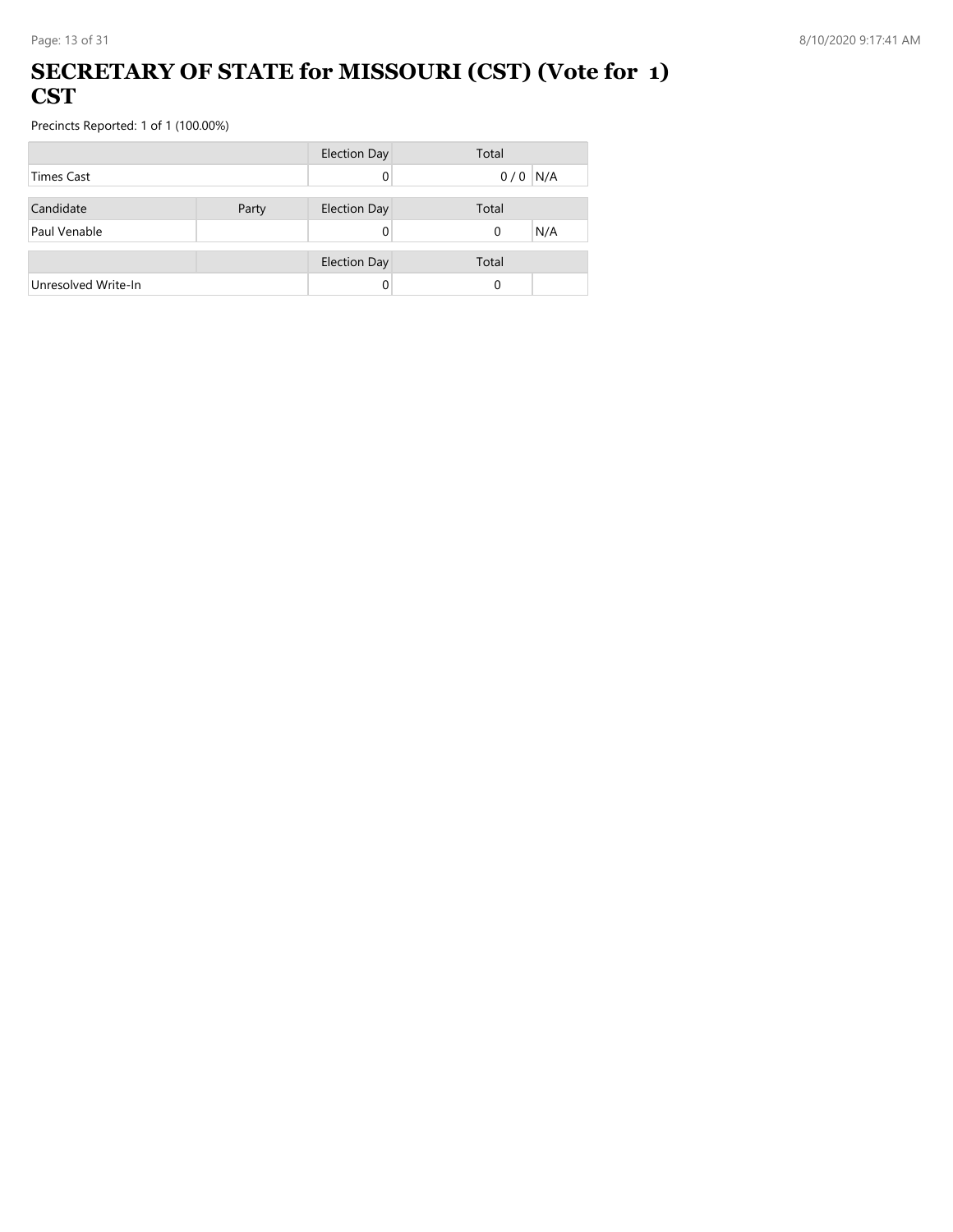# SECRETARY OF STATE for MISSOURI (CST) (Vote for 1) CST

Precincts Reported: 1 of 1 (100.00%)

| | | Election Day | Total | |
|---|---|---|---|---|
| Times Cast | | 0 | 0 / 0 | N/A |

| Candidate | Party | Election Day | Total | |
|---|---|---|---|---|
| Paul Venable | | 0 | 0 | N/A |

| | | Election Day | Total | |
|---|---|---|---|---|
| Unresolved Write-In | | 0 | 0 | |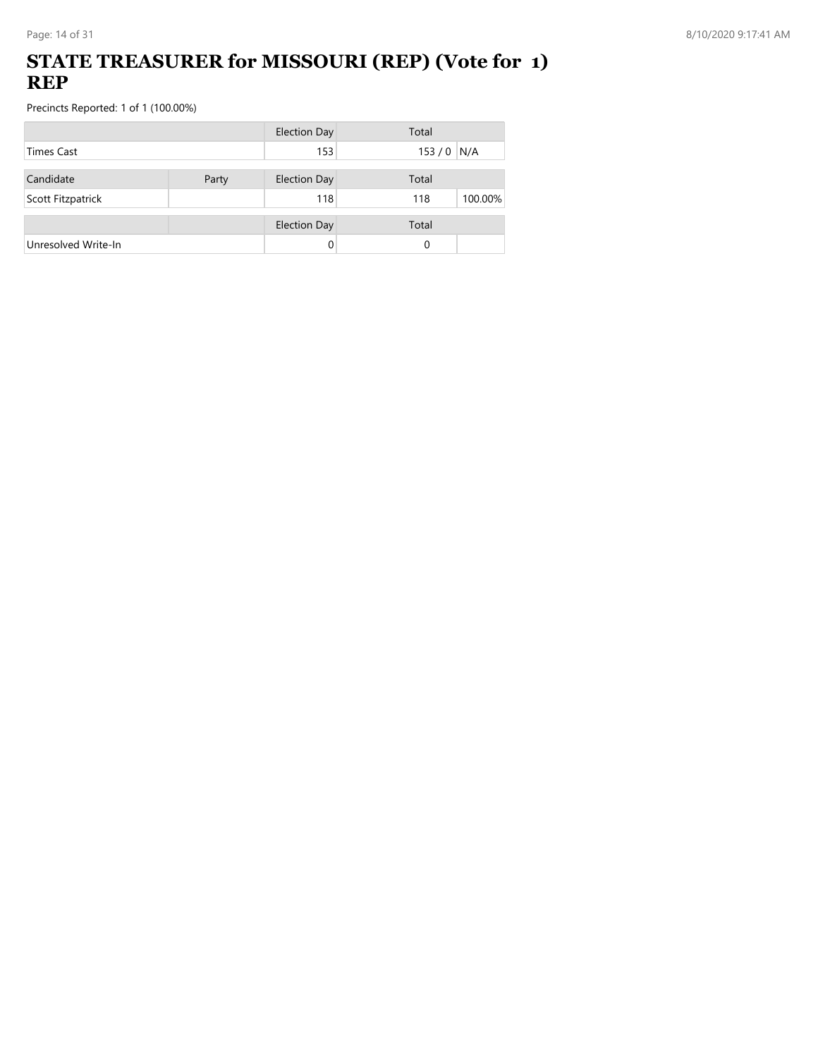# STATE TREASURER for MISSOURI (REP) (Vote for 1) REP

Precincts Reported: 1 of 1 (100.00%)

| | | Election Day | Total | |
|---|---|---|---|---|
| Times Cast | | 153 | 153 / 0 | N/A |
| **Candidate** | **Party** | **Election Day** | **Total** | |
| Scott Fitzpatrick | | 118 | 118 | 100.00% |
| | | **Election Day** | **Total** | |
| Unresolved Write-In | | 0 | 0 | |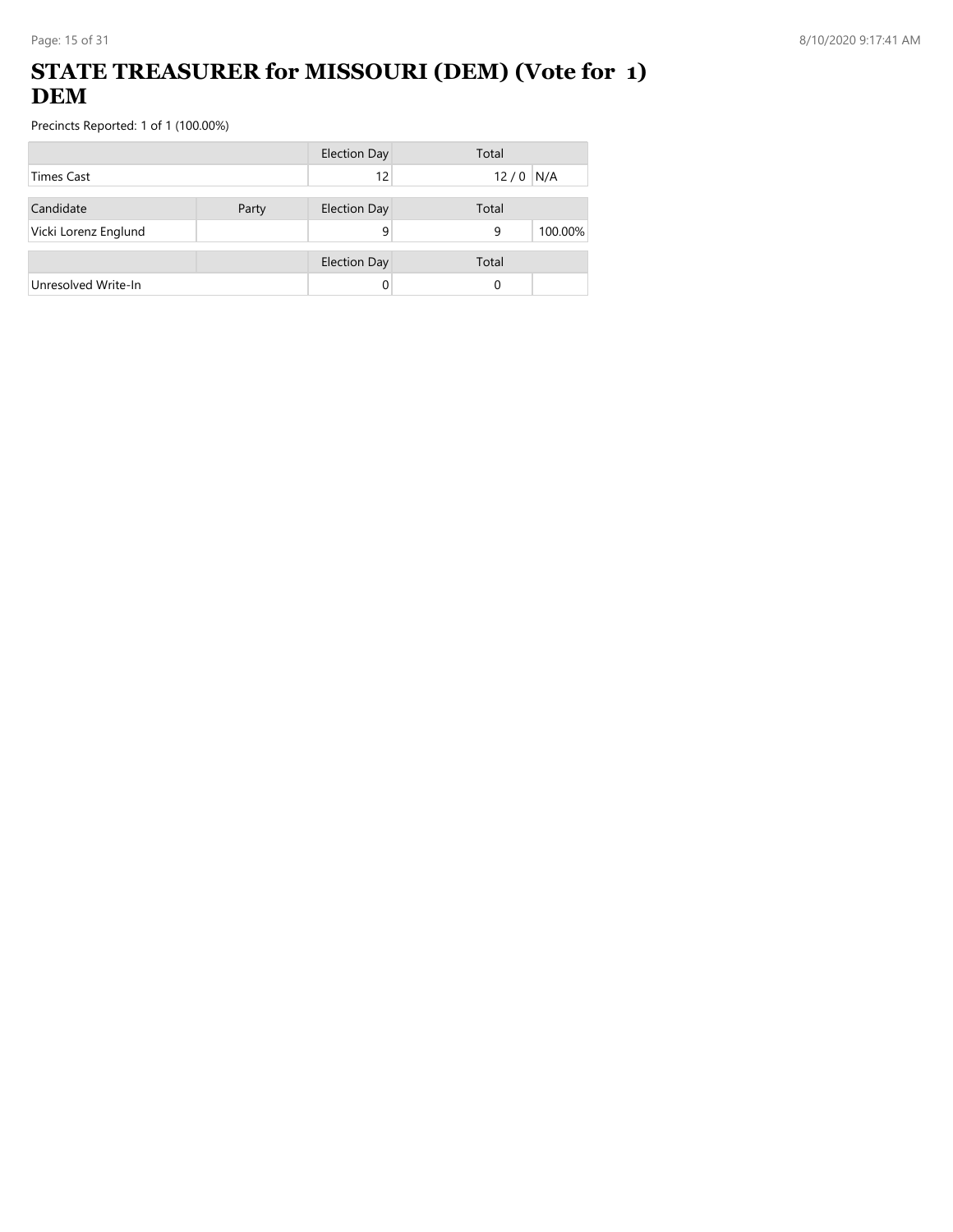# STATE TREASURER for MISSOURI (DEM) (Vote for 1) DEM

Precincts Reported: 1 of 1 (100.00%)

| | | Election Day | Total | |
|---|---|---|---|---|
| Times Cast | | 12 | 12 / 0 | N/A |

| Candidate | Party | Election Day | Total | |
|---|---|---|---|---|
| Vicki Lorenz Englund | | 9 | 9 | 100.00% |

| | | Election Day | Total | |
|---|---|---|---|---|
| Unresolved Write-In | | 0 | 0 | |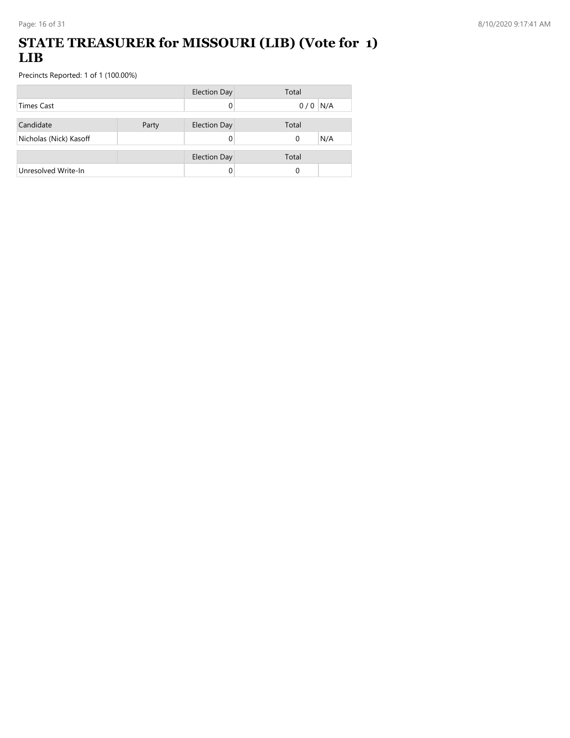# STATE TREASURER for MISSOURI (LIB) (Vote for 1) LIB

Precincts Reported: 1 of 1 (100.00%)

| | | Election Day | Total | |
|---|---|---|---|---|
| Times Cast | | 0 | 0 / 0 | N/A |

| Candidate | Party | Election Day | Total | |
|---|---|---|---|---|
| Nicholas (Nick) Kasoff | | 0 | 0 | N/A |

| | | Election Day | Total | |
|---|---|---|---|---|
| Unresolved Write-In | | 0 | 0 | |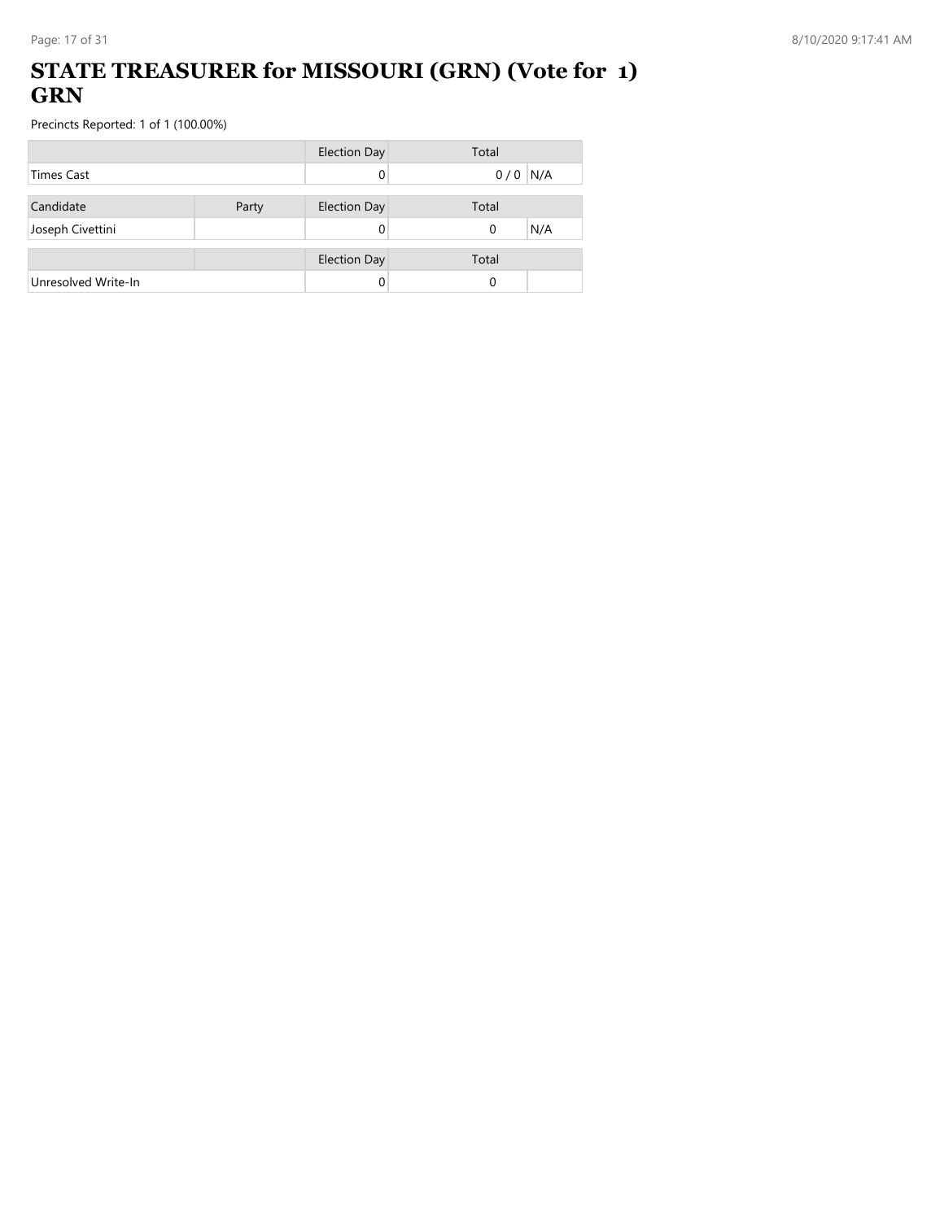# STATE TREASURER for MISSOURI (GRN) (Vote for 1) GRN

Precincts Reported: 1 of 1 (100.00%)

| | | Election Day | Total | |
|---|---|---|---|---|
| Times Cast | | 0 | 0 / 0 | N/A |

| Candidate | Party | Election Day | Total | |
|---|---|---|---|---|
| Joseph Civettini | | 0 | 0 | N/A |

| | | Election Day | Total | |
|---|---|---|---|---|
| Unresolved Write-In | | 0 | 0 | |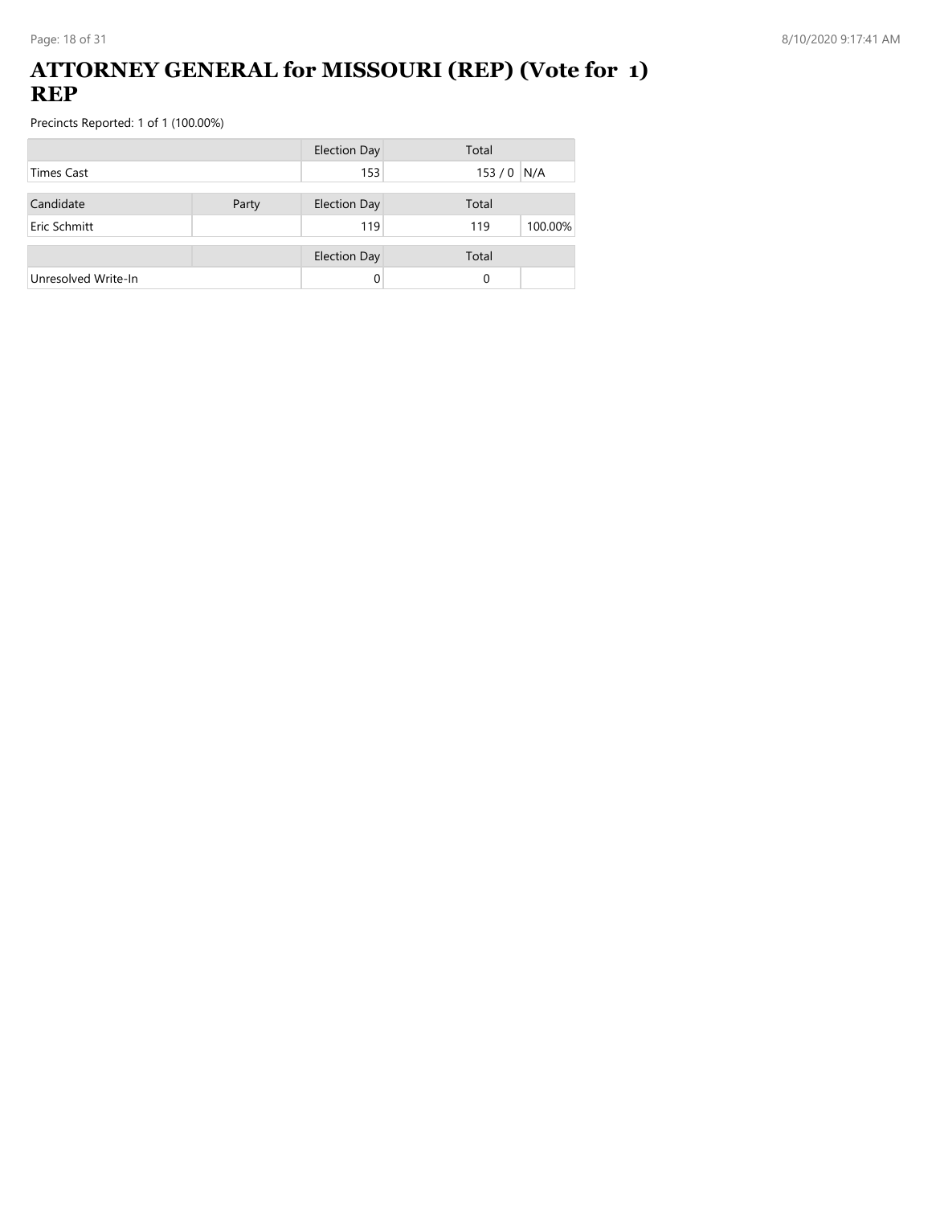# ATTORNEY GENERAL for MISSOURI (REP) (Vote for 1) REP

Precincts Reported: 1 of 1 (100.00%)

| | | Election Day | Total | |
|---|---|---|---|---|
| Times Cast | | 153 | 153 / 0 | N/A |
| Candidate | Party | Election Day | Total | |
| Eric Schmitt | | 119 | 119 | 100.00% |
| | | Election Day | Total | |
| Unresolved Write-In | | 0 | 0 | |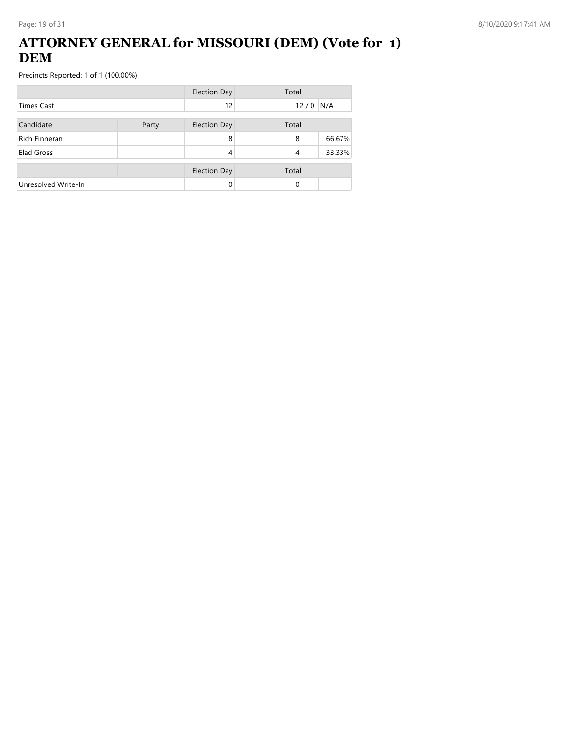# ATTORNEY GENERAL for MISSOURI (DEM) (Vote for 1) DEM

Precincts Reported: 1 of 1 (100.00%)

| | | Election Day | Total | |
|---|---|---|---|---|
| Times Cast | | 12 | 12 / 0 | N/A |

| Candidate | Party | Election Day | Total | |
|---|---|---|---|---|
| Rich Finneran | | 8 | 8 | 66.67% |
| Elad Gross | | 4 | 4 | 33.33% |

| | | Election Day | Total | |
|---|---|---|---|---|
| Unresolved Write-In | | 0 | 0 | |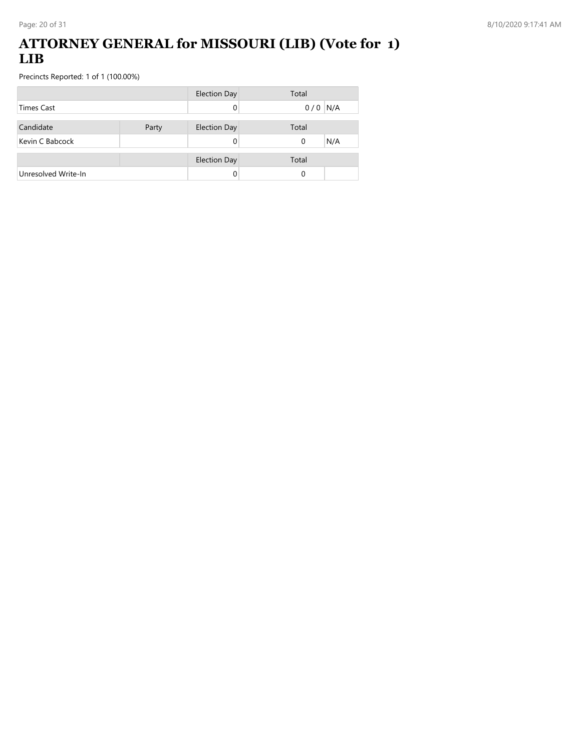# ATTORNEY GENERAL for MISSOURI (LIB) (Vote for 1) LIB

Precincts Reported: 1 of 1 (100.00%)

| | | Election Day | Total | |
|---|---|---|---|---|
| Times Cast | | 0 | 0 / 0 | N/A |
| **Candidate** | **Party** | **Election Day** | **Total** | |
| Kevin C Babcock | | 0 | 0 | N/A |
| | | **Election Day** | **Total** | |
| Unresolved Write-In | | 0 | 0 | |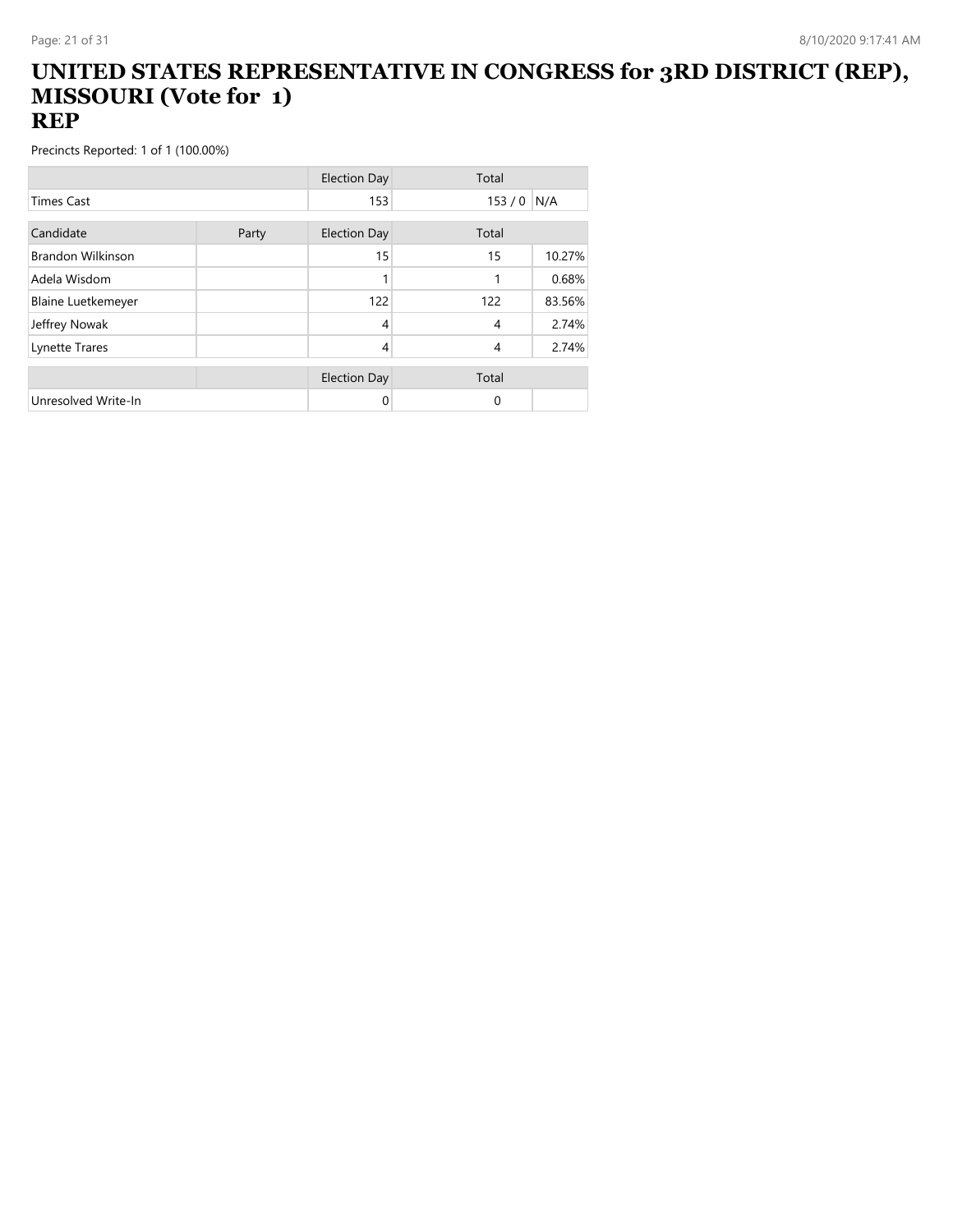# UNITED STATES REPRESENTATIVE IN CONGRESS for 3RD DISTRICT (REP), MISSOURI (Vote for 1)
## REP

Precincts Reported: 1 of 1 (100.00%)

| | | Election Day | Total | |
|---|---|---|---|---|
| Times Cast | | 153 | 153 / 0 | N/A |
| **Candidate** | **Party** | **Election Day** | **Total** | |
| Brandon Wilkinson | | 15 | 15 | 10.27% |
| Adela Wisdom | | 1 | 1 | 0.68% |
| Blaine Luetkemeyer | | 122 | 122 | 83.56% |
| Jeffrey Nowak | | 4 | 4 | 2.74% |
| Lynette Trares | | 4 | 4 | 2.74% |
| | | **Election Day** | **Total** | |
| Unresolved Write-In | | 0 | 0 | |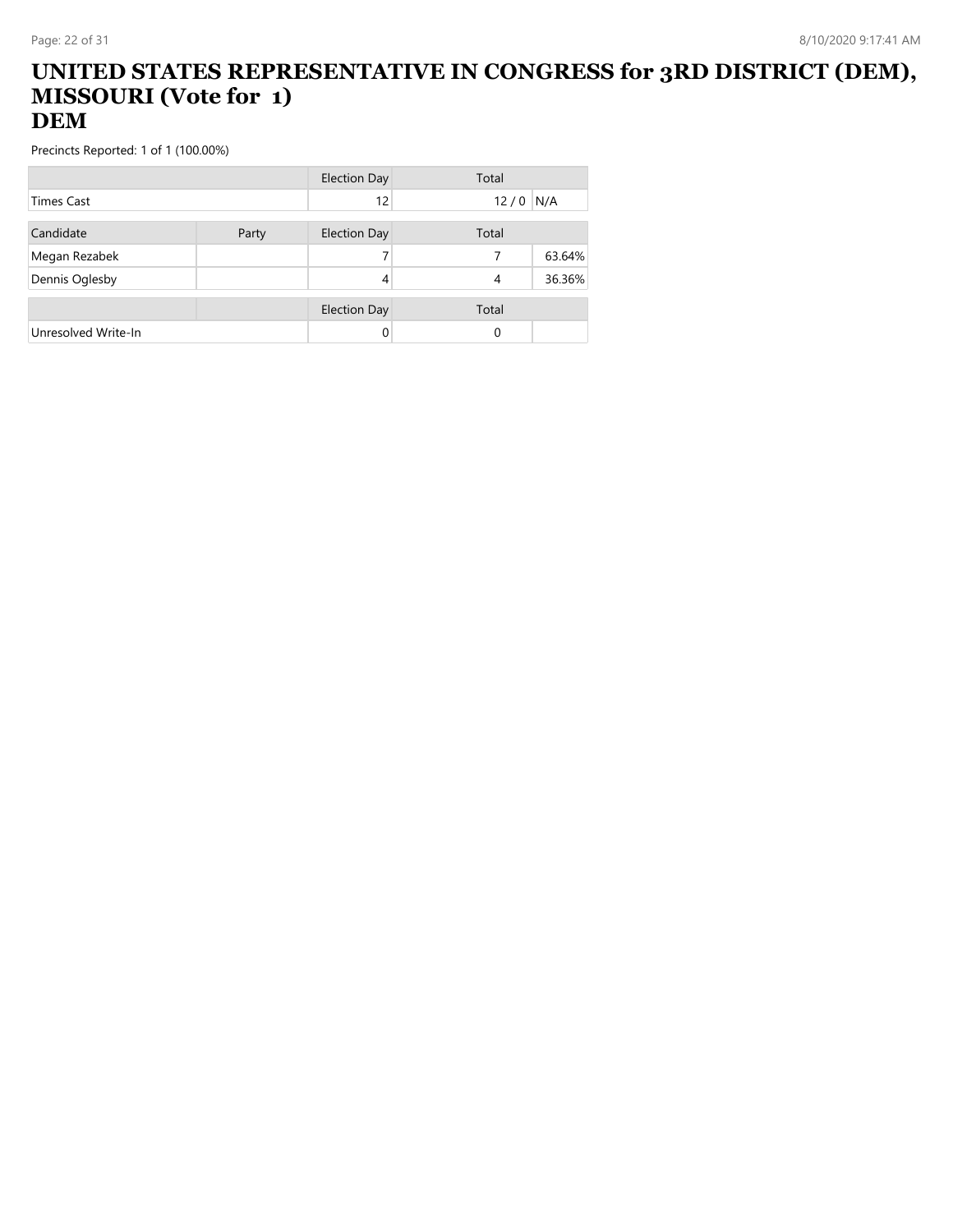# UNITED STATES REPRESENTATIVE IN CONGRESS for 3RD DISTRICT (DEM), MISSOURI (Vote for 1)
# DEM

Precincts Reported: 1 of 1 (100.00%)

| | | Election Day | Total | |
|---|---|---|---|---|
| Times Cast | | 12 | 12 / 0 | N/A |

| Candidate | Party | Election Day | Total | |
|---|---|---|---|---|
| Megan Rezabek | | 7 | 7 | 63.64% |
| Dennis Oglesby | | 4 | 4 | 36.36% |

| | | Election Day | Total | |
|---|---|---|---|---|
| Unresolved Write-In | | 0 | 0 | |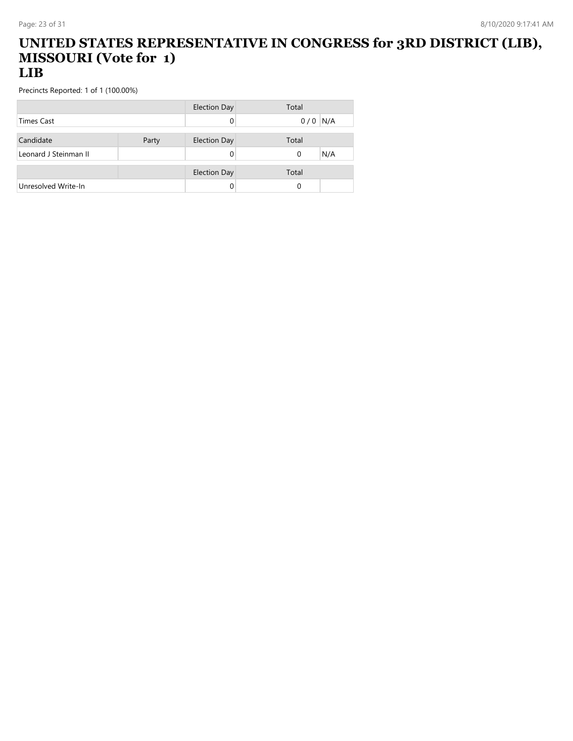# UNITED STATES REPRESENTATIVE IN CONGRESS for 3RD DISTRICT (LIB), MISSOURI (Vote for 1)
## LIB

Precincts Reported: 1 of 1 (100.00%)

| | | Election Day | Total | |
|---|---|---|---|---|
| Times Cast | | 0 | 0 / 0 | N/A |

| Candidate | Party | Election Day | Total | |
|---|---|---|---|---|
| Leonard J Steinman II | | 0 | 0 | N/A |

| | | Election Day | Total | |
|---|---|---|---|---|
| Unresolved Write-In | | 0 | 0 | |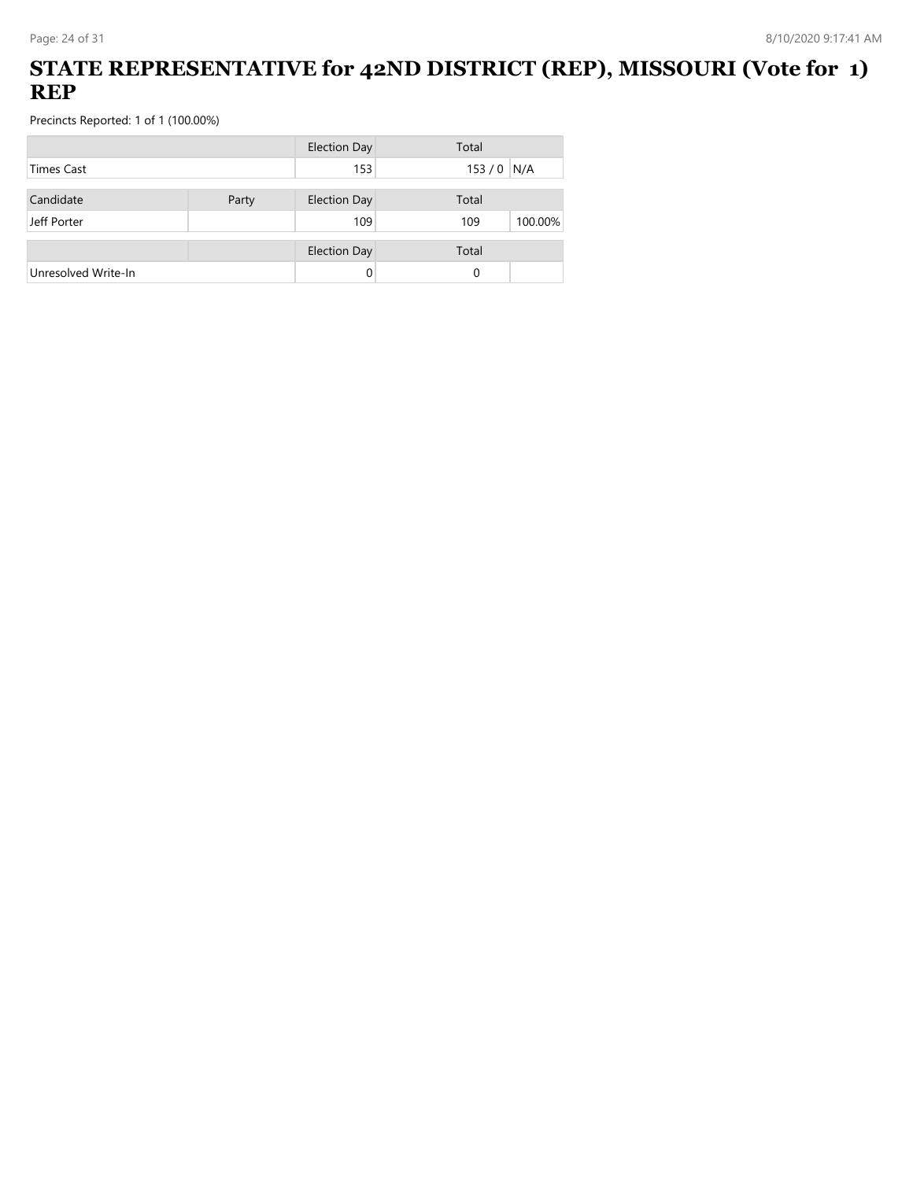# STATE REPRESENTATIVE for 42ND DISTRICT (REP), MISSOURI (Vote for 1) REP

Precincts Reported: 1 of 1 (100.00%)

| | | Election Day | Total | |
|---|---|---|---|---|
| Times Cast | | 153 | 153 / 0 | N/A |
| Candidate | Party | Election Day | Total | |
| Jeff Porter | | 109 | 109 | 100.00% |
| | | Election Day | Total | |
| Unresolved Write-In | | 0 | 0 | |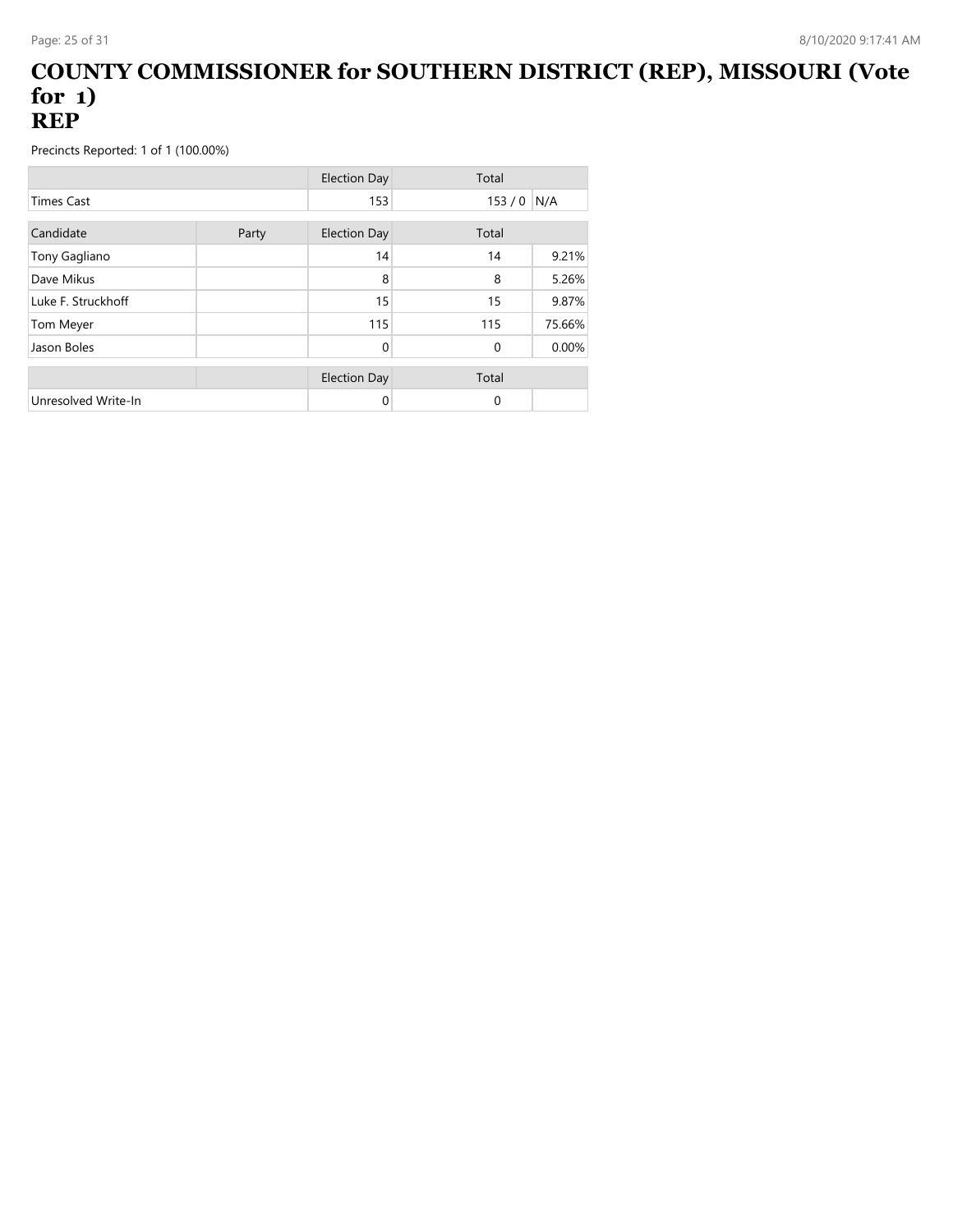# COUNTY COMMISSIONER for SOUTHERN DISTRICT (REP), MISSOURI (Vote for 1)
# REP

Precincts Reported: 1 of 1 (100.00%)

| | | Election Day | Total | |
|---|---|---|---|---|
| Times Cast | | 153 | 153 / 0 | N/A |

| Candidate | Party | Election Day | Total | |
|---|---|---|---|---|
| Tony Gagliano | | 14 | 14 | 9.21% |
| Dave Mikus | | 8 | 8 | 5.26% |
| Luke F. Struckhoff | | 15 | 15 | 9.87% |
| Tom Meyer | | 115 | 115 | 75.66% |
| Jason Boles | | 0 | 0 | 0.00% |

| | | Election Day | Total | |
|---|---|---|---|---|
| Unresolved Write-In | | 0 | 0 | |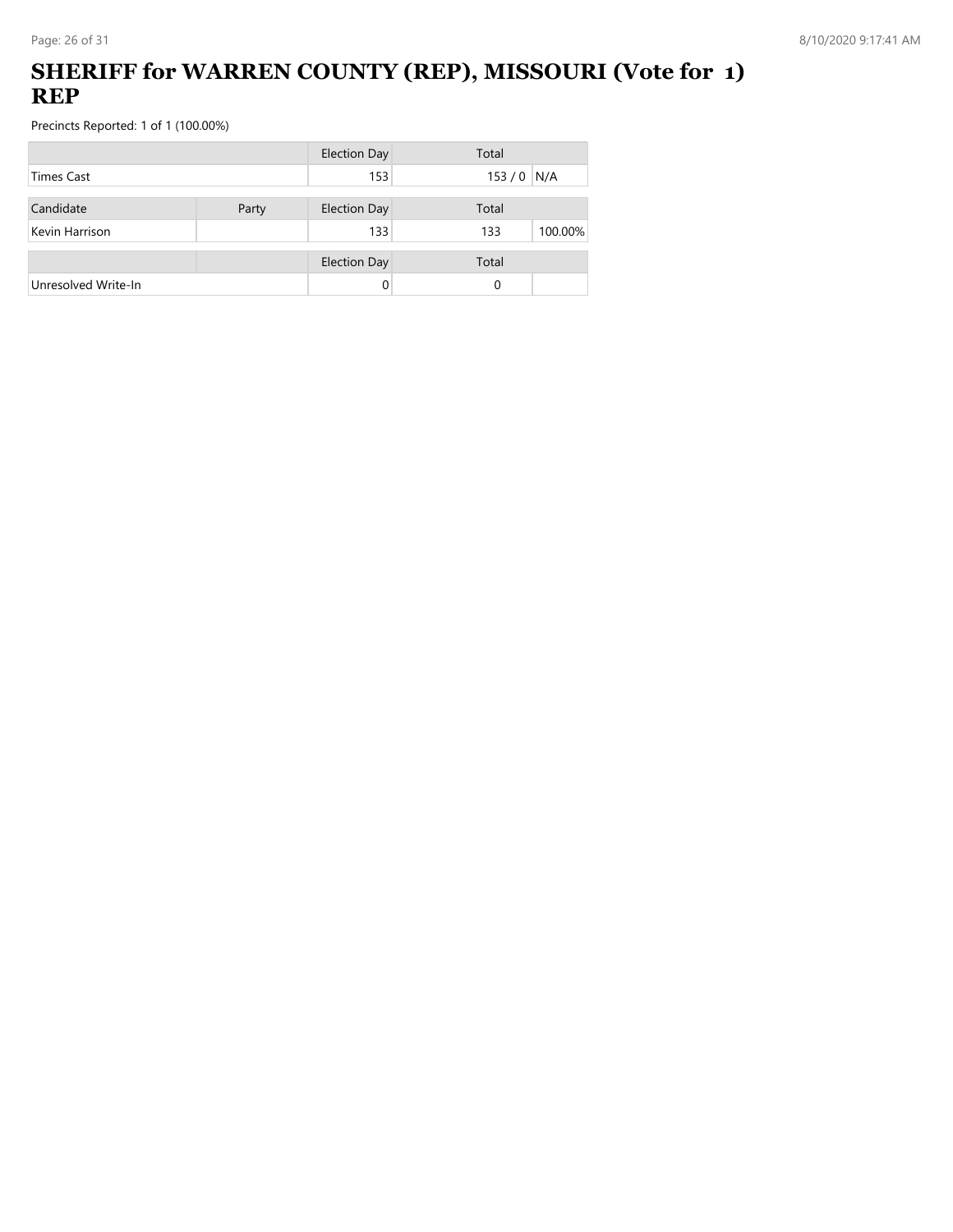# SHERIFF for WARREN COUNTY (REP), MISSOURI (Vote for 1) REP

Precincts Reported: 1 of 1 (100.00%)

| | | Election Day | Total | |
|---|---|---|---|---|
| Times Cast | | 153 | 153 / 0 | N/A |

| Candidate | Party | Election Day | Total | |
|---|---|---|---|---|
| Kevin Harrison | | 133 | 133 | 100.00% |

| | | Election Day | Total | |
|---|---|---|---|---|
| Unresolved Write-In | | 0 | 0 | |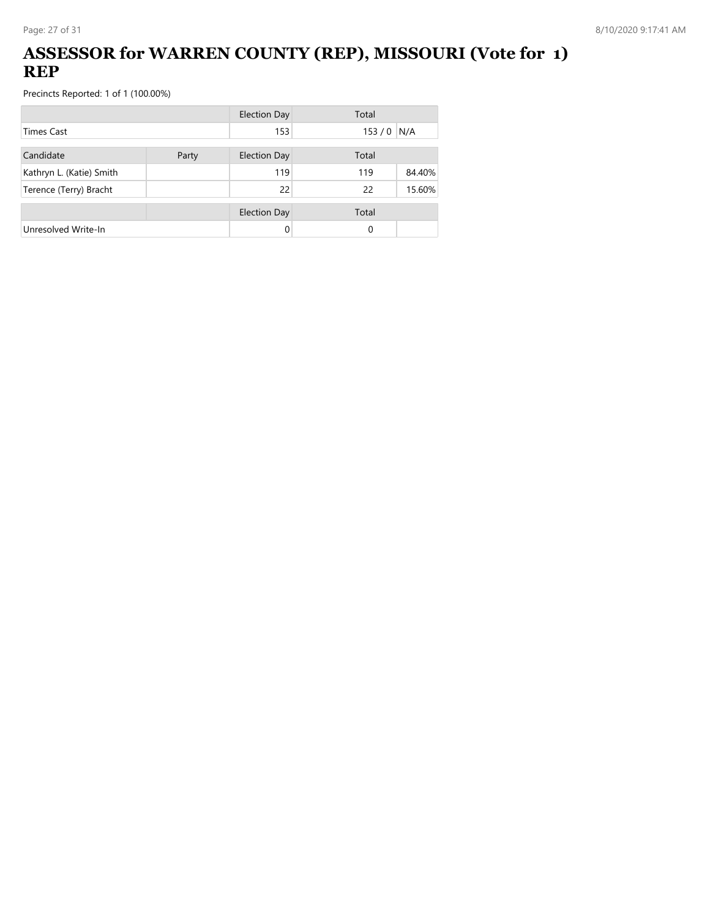# ASSESSOR for WARREN COUNTY (REP), MISSOURI (Vote for 1) REP

Precincts Reported: 1 of 1 (100.00%)

| | | Election Day | Total | |
|---|---|---|---|---|
| Times Cast | | 153 | 153 / 0 | N/A |

| Candidate | Party | Election Day | Total | |
|---|---|---|---|---|
| Kathryn L. (Katie) Smith | | 119 | 119 | 84.40% |
| Terence (Terry) Bracht | | 22 | 22 | 15.60% |

| | | Election Day | Total | |
|---|---|---|---|---|
| Unresolved Write-In | | 0 | 0 | |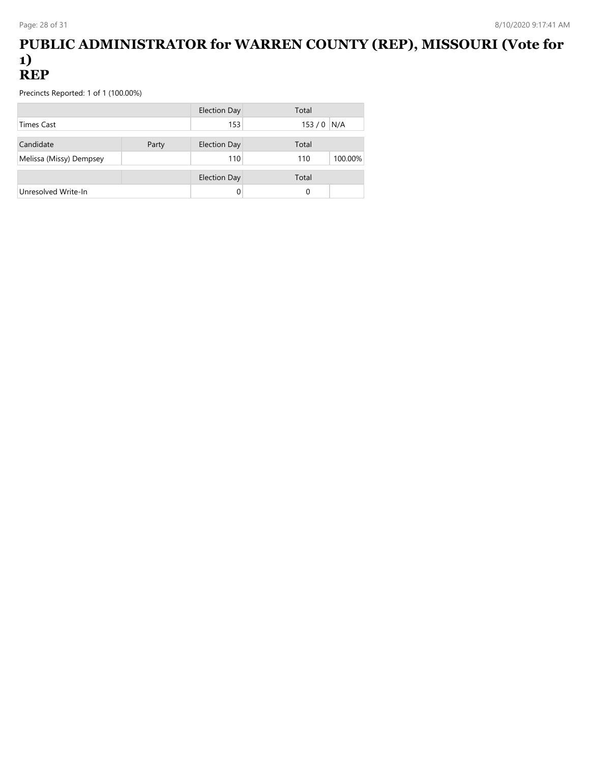# PUBLIC ADMINISTRATOR for WARREN COUNTY (REP), MISSOURI (Vote for 1)
# REP

Precincts Reported: 1 of 1 (100.00%)

| | | Election Day | Total | |
|---|---|---|---|---|
| Times Cast | | 153 | 153 / 0 | N/A |

| Candidate | Party | Election Day | Total | |
|---|---|---|---|---|
| Melissa (Missy) Dempsey | | 110 | 110 | 100.00% |

| | | Election Day | Total | |
|---|---|---|---|---|
| Unresolved Write-In | | 0 | 0 | |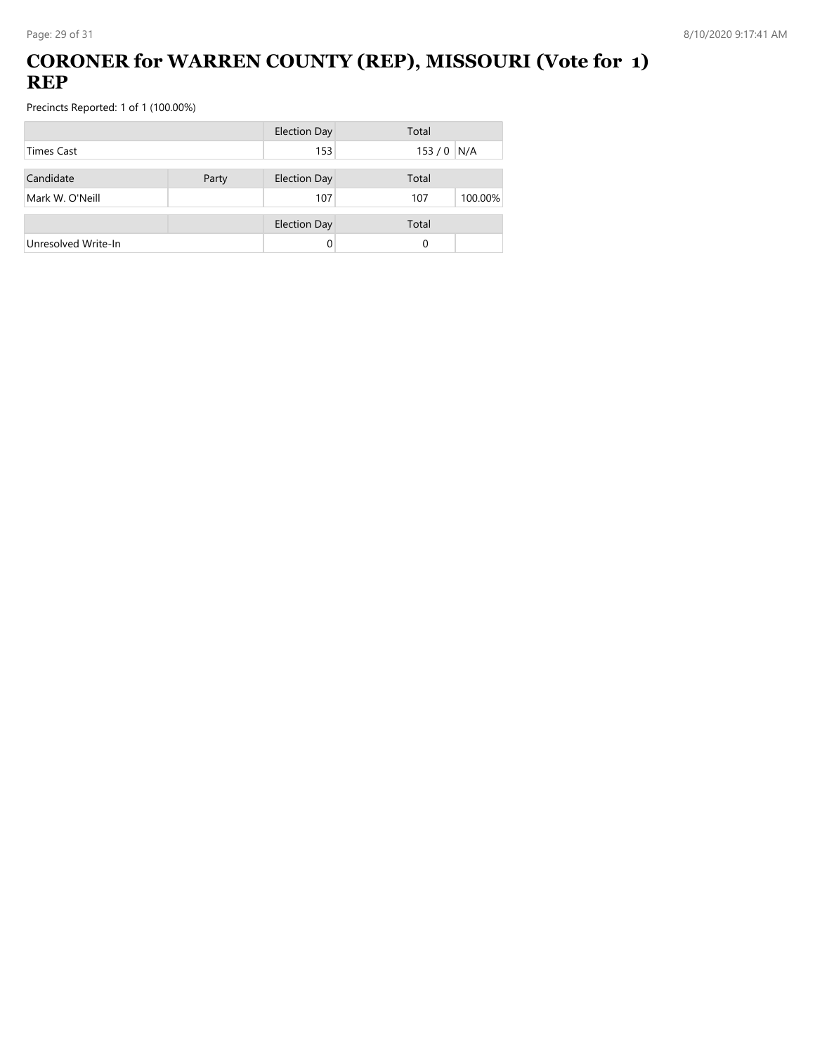# CORONER for WARREN COUNTY (REP), MISSOURI (Vote for 1) REP

Precincts Reported: 1 of 1 (100.00%)

| | | Election Day | Total | |
|---|---|---|---|---|
| Times Cast | | 153 | 153 / 0 | N/A |

| Candidate | Party | Election Day | Total | |
|---|---|---|---|---|
| Mark W. O'Neill | | 107 | 107 | 100.00% |

| | | Election Day | Total | |
|---|---|---|---|---|
| Unresolved Write-In | | 0 | 0 | |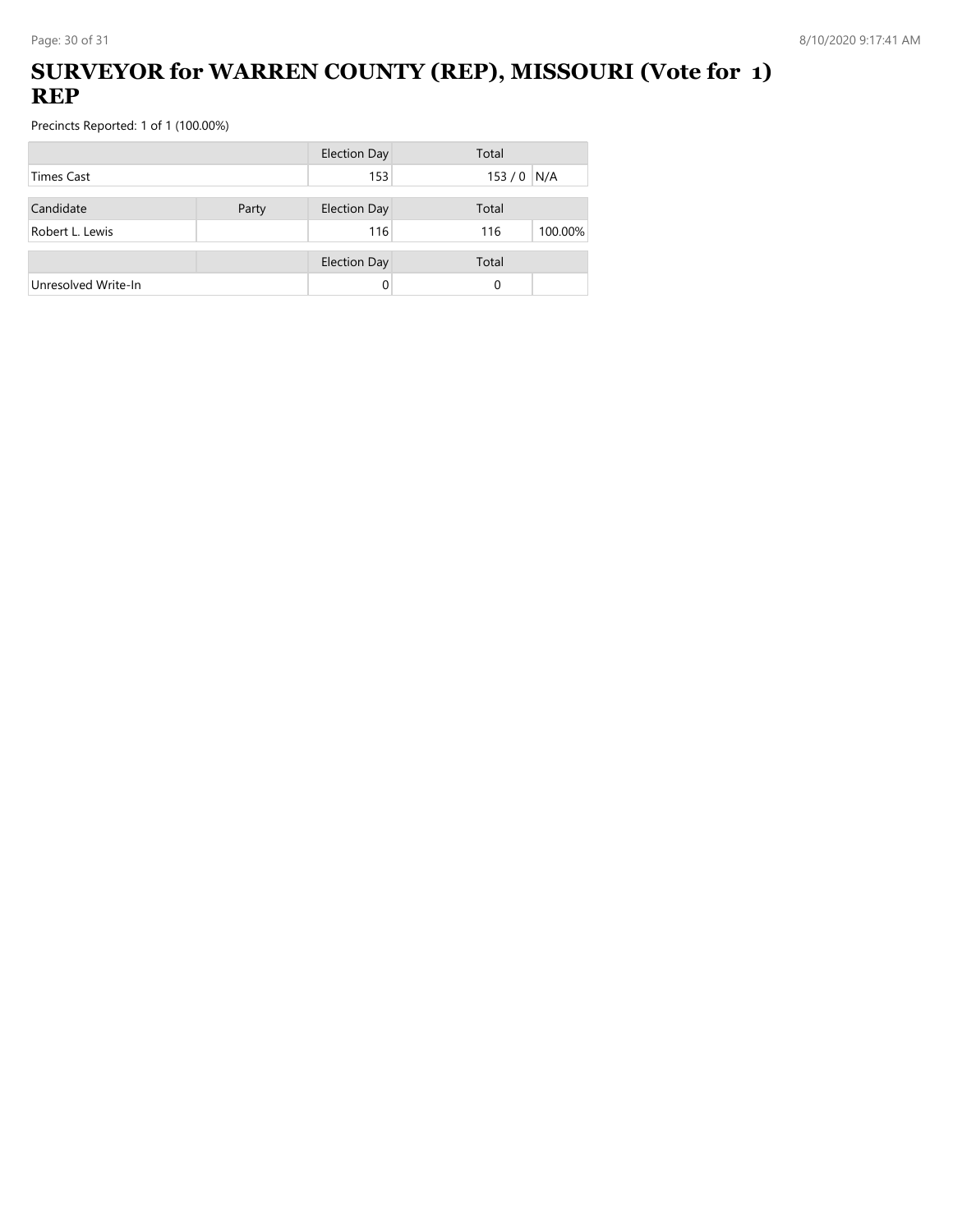# SURVEYOR for WARREN COUNTY (REP), MISSOURI (Vote for 1) REP

Precincts Reported: 1 of 1 (100.00%)

| | | Election Day | Total | |
|---|---|---|---|---|
| Times Cast | | 153 | 153 / 0 | N/A |
| **Candidate** | **Party** | **Election Day** | **Total** | |
| Robert L. Lewis | | 116 | 116 | 100.00% |
| | | **Election Day** | **Total** | |
| Unresolved Write-In | | 0 | 0 | |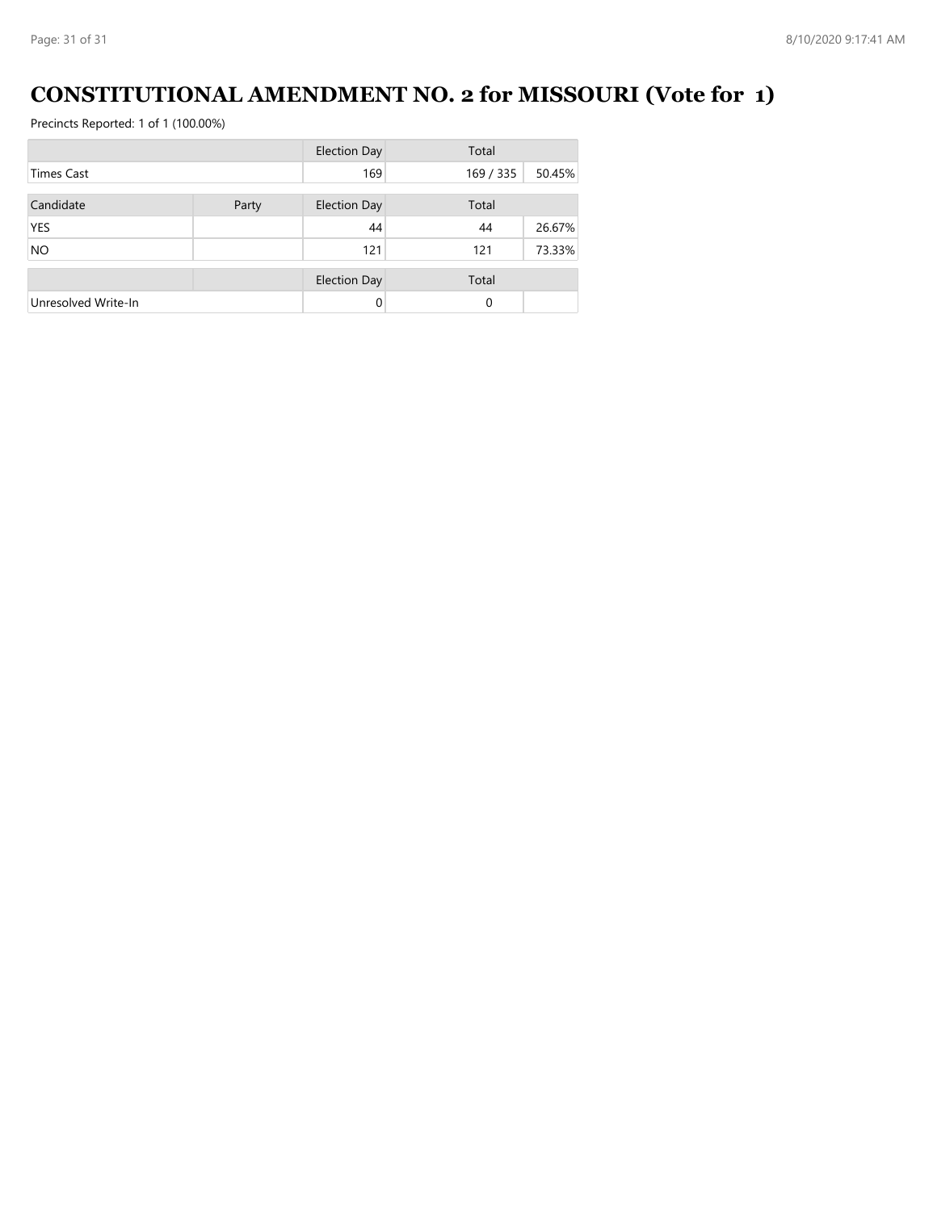# CONSTITUTIONAL AMENDMENT NO. 2 for MISSOURI (Vote for 1)

Precincts Reported: 1 of 1 (100.00%)

| | | Election Day | Total | |
|---|---|---|---|---|
| Times Cast | | 169 | 169 / 335 | 50.45% |

| Candidate | Party | Election Day | Total | |
|---|---|---|---|---|
| YES | | 44 | 44 | 26.67% |
| NO | | 121 | 121 | 73.33% |

| | | Election Day | Total | |
|---|---|---|---|---|
| Unresolved Write-In | | 0 | 0 | |